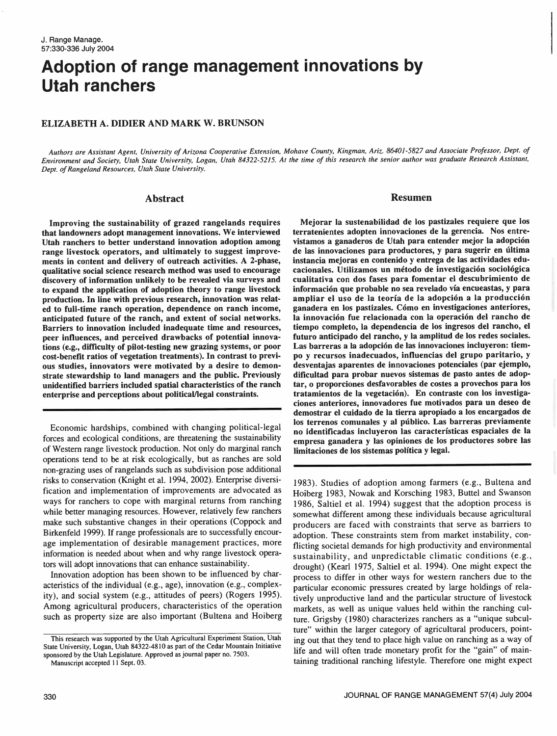# Adoption of range management innovations by Utah ranchers

## ELIZABETH A. DIDIER AND MARK W. BRUNSON

*Authors are Assistant Agent, University of Arizona Cooperative Extension, Mohave County, Kingman, Ariz. 86401-5827 and Associate Professor, Dept. of Environment and Society, Utah State University, Logan, Utah 84322-5215. At the time of this research the senior author was graduate Research Assistant, Dept. of Rangeland Resources, Utah State University.*

### Abstract

**Improving the sustainability of grazed rangelands requires that landowners adopt management innovations. We interviewed Utah ranchers to better understand innovation adoption among range livestock operators, and ultimately to suggest improvements in content and delivery of outreach activities. A 2-phase, qualitative social science research method was used to encourage discovery of information unlikely to be revealed via surveys and to expand the application of adoption theory to range livestock production. In line with previous research, innovation was related to full-time ranch operation, dependence on ranch income, anticipated future of the ranch, and extent of social networks. Barriers to innovation included inadequate time and resources, peer influences, and perceived drawbacks of potential innovations (e.g., difficulty of pilot-testing new grazing systems, or poor cost-benefit ratios of vegetation treatments). In contrast to previous studies, innovators were motivated by a desire to demonstrate stewardship to land managers and the public. Previously unidentified barriers included spatial characteristics of the ranch enterprise and perceptions about political/legal constraints.**

### Resumen

**Mejorar la sustenabilidad de los pastizales requiere que los terratenientes adopten innovaciones de la gerencia. Nos entrevistamos a ganaderos de Utah para entender mejor la adopción de las innovaciones para productores, y para sugerir en última instancia mejoras en contenido y entrega de las actividades educacionales. Utilizamos un método de investigación sociológica cualitativa con dos fases para fomentar el descubrimiento de información que probable no sea revelado vía encueastas, y para ampliar el uso de la teoría de la adopción a la producción ganadera en los pastizales. Cómo en investigaciones anteriores, la innovación fue relacionada con la operación del rancho de tiempo completo, la dependencia de los ingresos del rancho, el futuro anticipado del rancho, y la amplitud de los redes sociales. Las barreras a la adopción de las innovaciones incluyeron: tiempo y recursos inadecuados, influencias del grupo paritario, y desventajas aparentes de innovaciones potenciales (par ejemplo, dificultad para probar nuevos sistemas de pasto antes de adoptar, o proporciones desfavorables de costes a provechos para los tratamientos de la vegetación). En contraste con los investigaciones anteriores, innovadores fue motivados para un deseo de demostrar el cuidado de la tierra apropiado a los encargados de los terrenos comunales y al público. Las barreras previamente no identificadas incluyeron las características espaciales de la empresa ganadera y las opiniones de los productores sobre las limitaciones de los sistemas política y legal.**

Economic hardships, combined with changing political-legal forces and ecological conditions, are threatening the sustainability of Western range livestock production. Not only do marginal ranch operations tend to be at risk ecologically, but as ranches are sold non-grazing uses of rangelands such as subdivision pose additional risks to conservation (Knight et al. 1994, 2002). Enterprise diversification and implementation of improvements are advocated as ways for ranchers to cope with marginal returns from ranching while better managing resources. However, relatively few ranchers make such substantive changes in their operations (Coppock and Birkenfeld 1999). If range professionals are to successfully encourage implementation of desirable management practices, more information is needed about when and why range livestock operators will adopt innovations that can enhance sustainability.

Innovation adoption has been shown to be influenced by characteristics of the individual (e.g., age), innovation (e.g., complexity), and social system (e.g., attitudes of peers) (Rogers 1995). Among agricultural producers, characteristics of the operation such as property size are also important (Bultena and Hoiberg 1983). Studies of adoption among farmers (e.g., Bultena and Hoiberg 1983, Nowak and Korsching 1983, Buttel and Swanson 1986, Saltiel et al. 1994) suggest that the adoption process is somewhat different among these individuals because agricultural producers are faced with constraints that serve as barriers to adoption. These constraints stem from market instability, conflicting societal demands for high productivity and environmental sustainability, and unpredictable climatic conditions (e.g., drought) (Kearl 1975, Saltiel et al. 1994). One might expect the process to differ in other ways for western ranchers due to the particular economic pressures created by large holdings of relatively unproductive land and the particular structure of livestock markets, as well as unique values held within the ranching culture. Grigsby (1980) characterizes ranchers as a "unique subculture" within the larger category of agricultural producers, pointing out that they tend to place high value on ranching as a way of life and will often trade monetary profit for the "gain" of maintaining traditional ranching lifestyle. Therefore one might expect

This research was supported by the Utah Agricultural Experiment Station, Utah State University, Logan, Utah 84322-4810 as part of the Cedar Mountain Initiative sponsored by the Utah Legislature. Approved as journal paper no. 7503.

Manuscript accepted 11 Sept. 03.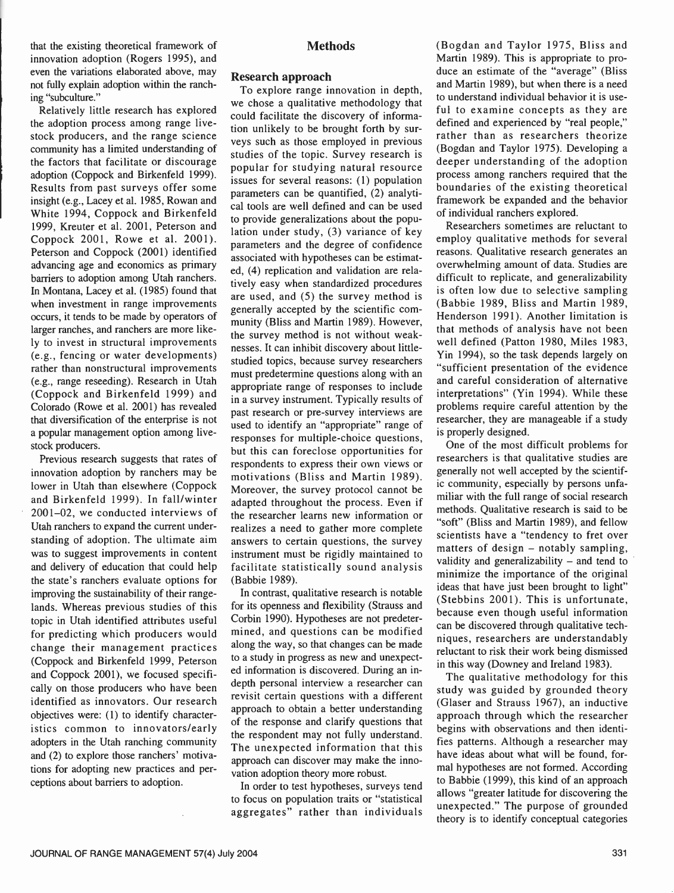that the existing theoretical framework of innovation adoption (Rogers 1995), and even the variations elaborated above, may not fully explain adoption within the ranching "subculture."

Relatively little research has explored the adoption process among range livestock producers, and the range science community has a limited understanding of the factors that facilitate or discourage adoption (Coppock and Birkenfeld 1999). Results from past surveys offer some insight (e.g., Lacey et al. 1985, Rowan and White 1994, Coppock and Birkenfeld 1999, Kreuter et al. 2001, Peterson and Coppock 2001, Rowe et al. 2001). Peterson and Coppock (2001) identified advancing age and economics as primary barriers to adoption among Utah ranchers. In Montana, Lacey et al. (1985) found that when investment in range improvements occurs, it tends to be made by operators of larger ranches, and ranchers are more likely to invest in structural improvements (e.g., fencing or water developments) rather than nonstructural improvements (e.g., range reseeding). Research in Utah (Coppock and Birkenfeld 1999) and Colorado (Rowe et al. 2001) has revealed that diversification of the enterprise is not a popular management option among livestock producers.

Previous research suggests that rates of innovation adoption by ranchers may be lower in Utah than elsewhere (Coppock and Birkenfeld 1999). In fall/winter 2001–02, we conducted interviews of Utah ranchers to expand the current understanding of adoption. The ultimate aim was to suggest improvements in content and delivery of education that could help the state's ranchers evaluate options for improving the sustainability of their rangelands. Whereas previous studies of this topic in Utah identified attributes useful for predicting which producers would change their management practices (Coppock and Birkenfeld 1999, Peterson and Coppock 2001), we focused specifically on those producers who have been identified as innovators. Our research objectives were: (1) to identify characteristics common to innovators/early adopters in the Utah ranching community and (2) to explore those ranchers' motivations for adopting new practices and perceptions about barriers to adoption.

## Methods

### Research approach

To explore range innovation in depth, we chose a qualitative methodology that could facilitate the discovery of information unlikely to be brought forth by surveys such as those employed in previous studies of the topic. Survey research is popular for studying natural resource issues for several reasons: (1) population parameters can be quantified, (2) analytical tools are well defined and can be used to provide generalizations about the population under study, (3) variance of key parameters and the degree of confidence associated with hypotheses can be estimated, (4) replication and validation are relatively easy when standardized procedures are used, and (5) the survey method is generally accepted by the scientific community (Bliss and Martin 1989). However, the survey method is not without weaknesses. It can inhibit discovery about little-studied topics, because survey researchers must predetermine questions along with an appropriate range of responses to include in a survey instrument. Typically results of past research or pre-survey interviews are used to identify an "appropriate" range of responses for multiple-choice questions, but this can foreclose opportunities for respondents to express their own views or motivations (Bliss and Martin 1989). Moreover, the survey protocol cannot be adapted throughout the process. Even if the researcher learns new information or realizes a need to gather more complete answers to certain questions, the survey instrument must be rigidly maintained to facilitate statistically sound analysis (Babbie 1989).

In contrast, qualitative research is notable for its openness and flexibility (Strauss and Corbin 1990). Hypotheses are not predetermined, and questions can be modified along the way, so that changes can be made to a study in progress as new and unexpected information is discovered. During an in-depth personal interview a researcher can revisit certain questions with a different approach to obtain a better understanding of the response and clarify questions that the respondent may not fully understand. The unexpected information that this approach can discover may make the innovation adoption theory more robust.

In order to test hypotheses, surveys tend to focus on population traits or "statistical aggregates" rather than individuals (Bogdan and Taylor 1975, Bliss and Martin 1989). This is appropriate to produce an estimate of the "average" (Bliss and Martin 1989), but when there is a need to understand individual behavior it is useful to examine concepts as they are defined and experienced by "real people," rather than as researchers theorize (Bogdan and Taylor 1975). Developing a deeper understanding of the adoption process among ranchers required that the boundaries of the existing theoretical framework be expanded and the behavior of individual ranchers explored.

Researchers sometimes are reluctant to employ qualitative methods for several reasons. Qualitative research generates an overwhelming amount of data. Studies are difficult to replicate, and generalizability is often low due to selective sampling (Babbie 1989, Bliss and Martin 1989, Henderson 1991). Another limitation is that methods of analysis have not been well defined (Patton 1980, Miles 1983, Yin 1994), so the task depends largely on "sufficient presentation of the evidence and careful consideration of alternative interpretations" (Yin 1994). While these problems require careful attention by the researcher, they are manageable if a study is properly designed.

One of the most difficult problems for researchers is that qualitative studies are generally not well accepted by the scientific community, especially by persons unfamiliar with the full range of social research methods. Qualitative research is said to be "soft" (Bliss and Martin 1989), and fellow scientists have a "tendency to fret over matters of design – notably sampling, validity and generalizability – and tend to minimize the importance of the original ideas that have just been brought to light" (Stebbins 2001). This is unfortunate, because even though useful information can be discovered through qualitative techniques, researchers are understandably reluctant to risk their work being dismissed in this way (Downey and Ireland 1983).

The qualitative methodology for this study was guided by grounded theory (Glaser and Strauss 1967), an inductive approach through which the researcher begins with observations and then identifies patterns. Although a researcher may have ideas about what will be found, formal hypotheses are not formed. According to Babbie (1999), this kind of an approach allows "greater latitude for discovering the unexpected." The purpose of grounded theory is to identify conceptual categories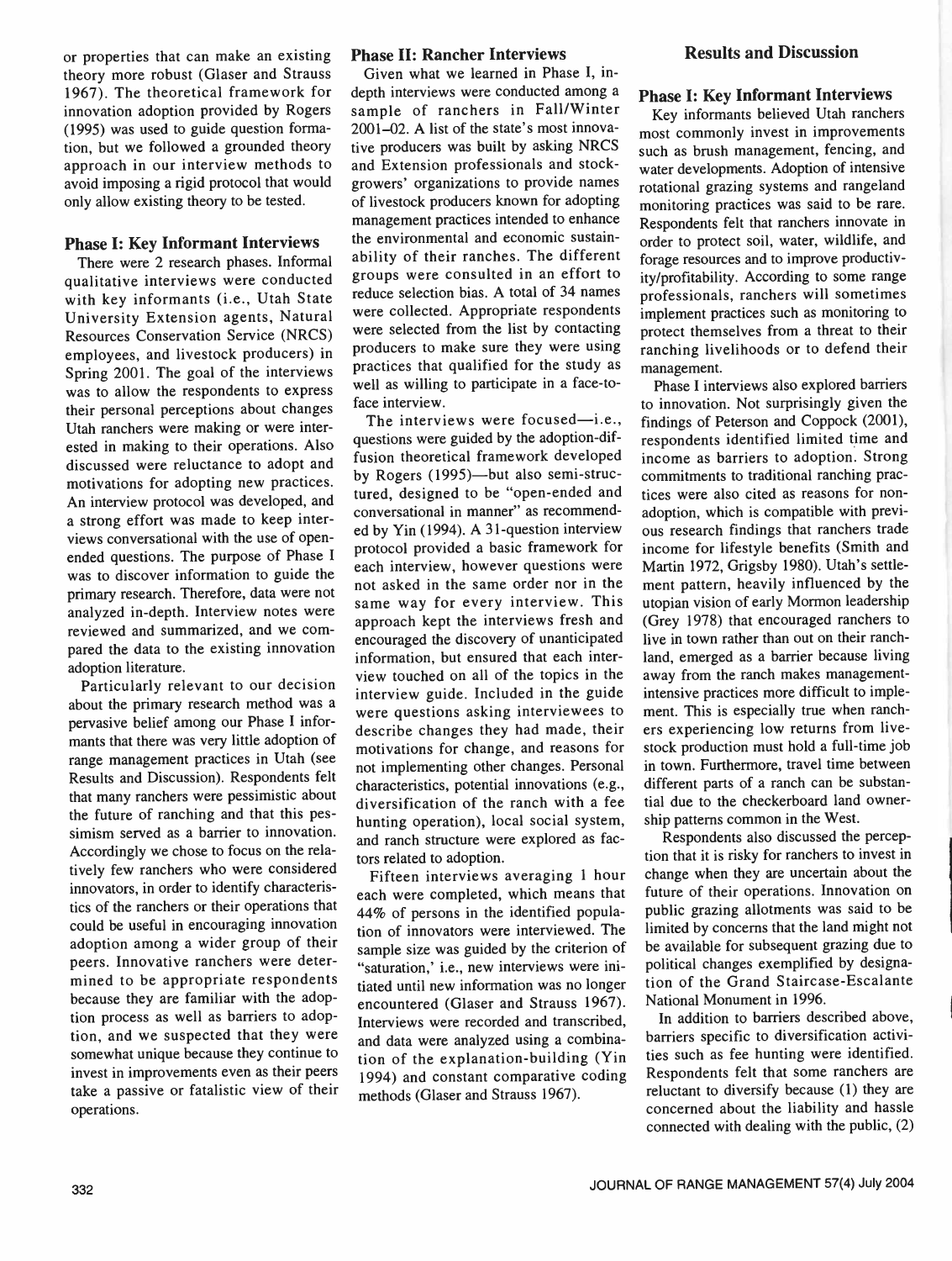or properties that can make an existing theory more robust (Glaser and Strauss 1967). The theoretical framework for innovation adoption provided by Rogers (1995) was used to guide question formation, but we followed a grounded theory approach in our interview methods to avoid imposing a rigid protocol that would only allow existing theory to be tested.

### Phase I: Key Informant Interviews

There were 2 research phases. Informal qualitative interviews were conducted with key informants (i.e., Utah State University Extension agents, Natural Resources Conservation Service (NRCS) employees, and livestock producers) in Spring 2001. The goal of the interviews was to allow the respondents to express their personal perceptions about changes Utah ranchers were making or were interested in making to their operations. Also discussed were reluctance to adopt and motivations for adopting new practices. An interview protocol was developed, and a strong effort was made to keep interviews conversational with the use of open-ended questions. The purpose of Phase I was to discover information to guide the primary research. Therefore, data were not analyzed in-depth. Interview notes were reviewed and summarized, and we compared the data to the existing innovation adoption literature.

Particularly relevant to our decision about the primary research method was a pervasive belief among our Phase I informants that there was very little adoption of range management practices in Utah (see Results and Discussion). Respondents felt that many ranchers were pessimistic about the future of ranching and that this pessimism served as a barrier to innovation. Accordingly we chose to focus on the relatively few ranchers who were considered innovators, in order to identify characteristics of the ranchers or their operations that could be useful in encouraging innovation adoption among a wider group of their peers. Innovative ranchers were determined to be appropriate respondents because they are familiar with the adoption process as well as barriers to adoption, and we suspected that they were somewhat unique because they continue to invest in improvements even as their peers take a passive or fatalistic view of their operations.

### Phase II: Rancher Interviews

Given what we learned in Phase I, in-depth interviews were conducted among a sample of ranchers in Fall/Winter 2001–02. A list of the state's most innovative producers was built by asking NRCS and Extension professionals and stockgrowers' organizations to provide names of livestock producers known for adopting management practices intended to enhance the environmental and economic sustainability of their ranches. The different groups were consulted in an effort to reduce selection bias. A total of 34 names were collected. Appropriate respondents were selected from the list by contacting producers to make sure they were using practices that qualified for the study as well as willing to participate in a face-to-face interview.

The interviews were focused—i.e., questions were guided by the adoption-diffusion theoretical framework developed by Rogers (1995)—but also semi-structured, designed to be "open-ended and conversational in manner" as recommended by Yin (1994). A 31-question interview protocol provided a basic framework for each interview, however questions were not asked in the same order nor in the same way for every interview. This approach kept the interviews fresh and encouraged the discovery of unanticipated information, but ensured that each interview touched on all of the topics in the interview guide. Included in the guide were questions asking interviewees to describe changes they had made, their motivations for change, and reasons for not implementing other changes. Personal characteristics, potential innovations (e.g., diversification of the ranch with a fee hunting operation), local social system, and ranch structure were explored as factors related to adoption.

Fifteen interviews averaging 1 hour each were completed, which means that 44% of persons in the identified population of innovators were interviewed. The sample size was guided by the criterion of "saturation,' i.e., new interviews were initiated until new information was no longer encountered (Glaser and Strauss 1967). Interviews were recorded and transcribed, and data were analyzed using a combination of the explanation-building (Yin 1994) and constant comparative coding methods (Glaser and Strauss 1967).

## Results and Discussion

### Phase I: Key Informant Interviews

Key informants believed Utah ranchers most commonly invest in improvements such as brush management, fencing, and water developments. Adoption of intensive rotational grazing systems and rangeland monitoring practices was said to be rare. Respondents felt that ranchers innovate in order to protect soil, water, wildlife, and forage resources and to improve productivity/profitability. According to some range professionals, ranchers will sometimes implement practices such as monitoring to protect themselves from a threat to their ranching livelihoods or to defend their management.

Phase I interviews also explored barriers to innovation. Not surprisingly given the findings of Peterson and Coppock (2001), respondents identified limited time and income as barriers to adoption. Strong commitments to traditional ranching practices were also cited as reasons for non-adoption, which is compatible with previous research findings that ranchers trade income for lifestyle benefits (Smith and Martin 1972, Grigsby 1980). Utah's settlement pattern, heavily influenced by the utopian vision of early Mormon leadership (Grey 1978) that encouraged ranchers to live in town rather than out on their ranchland, emerged as a barrier because living away from the ranch makes management-intensive practices more difficult to implement. This is especially true when ranchers experiencing low returns from livestock production must hold a full-time job in town. Furthermore, travel time between different parts of a ranch can be substantial due to the checkerboard land ownership patterns common in the West.

Respondents also discussed the perception that it is risky for ranchers to invest in change when they are uncertain about the future of their operations. Innovation on public grazing allotments was said to be limited by concerns that the land might not be available for subsequent grazing due to political changes exemplified by designation of the Grand Staircase-Escalante National Monument in 1996.

In addition to barriers described above, barriers specific to diversification activities such as fee hunting were identified. Respondents felt that some ranchers are reluctant to diversify because (1) they are concerned about the liability and hassle connected with dealing with the public, (2)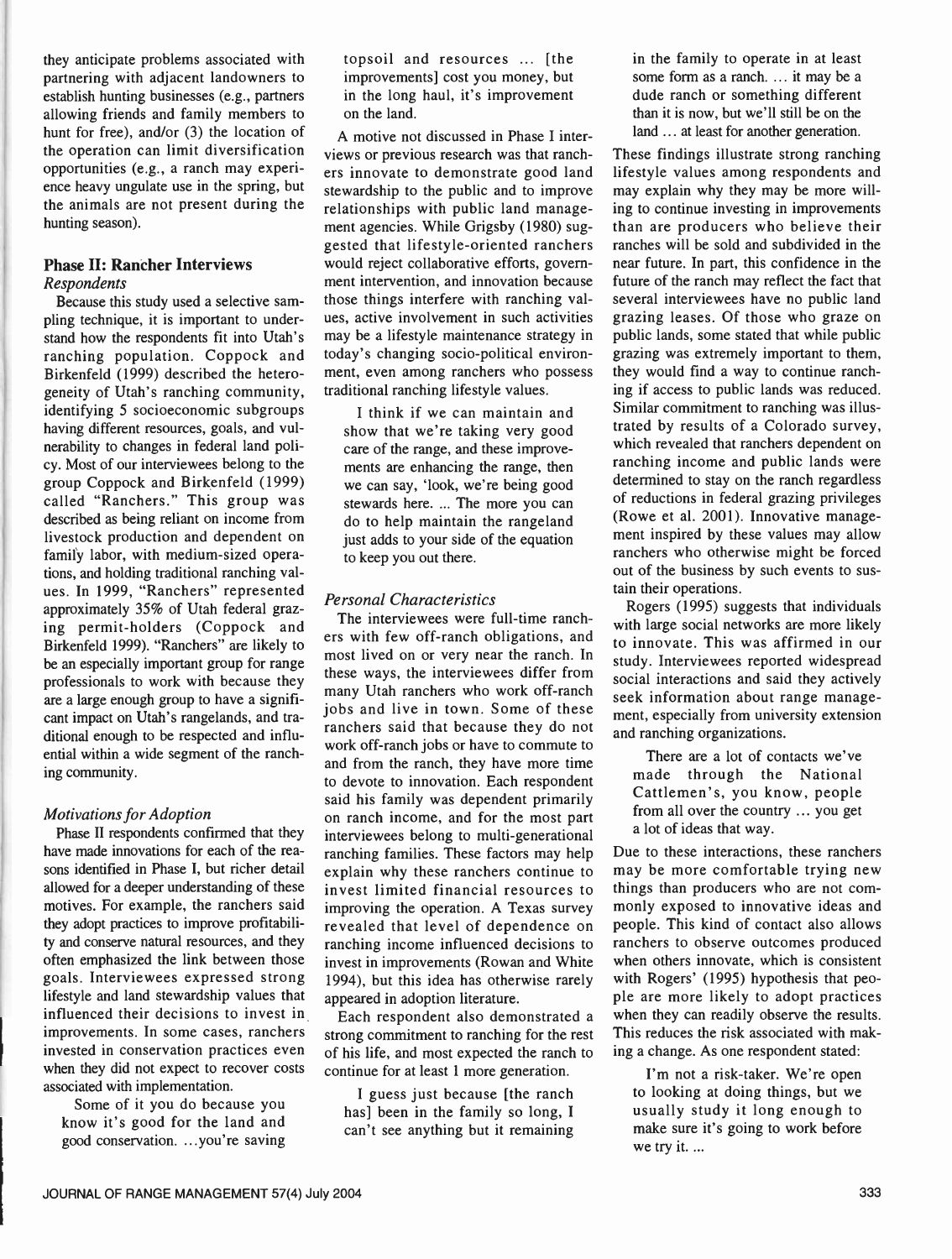they anticipate problems associated with partnering with adjacent landowners to establish hunting businesses (e.g., partners allowing friends and family members to hunt for free), and/or (3) the location of the operation can limit diversification opportunities (e.g., a ranch may experience heavy ungulate use in the spring, but the animals are not present during the hunting season).

## Phase II: Rancher Interviews

### *Respondents*

Because this study used a selective sampling technique, it is important to understand how the respondents fit into Utah's ranching population. Coppock and Birkenfeld (1999) described the heterogeneity of Utah's ranching community, identifying 5 socioeconomic subgroups having different resources, goals, and vulnerability to changes in federal land policy. Most of our interviewees belong to the group Coppock and Birkenfeld (1999) called "Ranchers." This group was described as being reliant on income from livestock production and dependent on family labor, with medium-sized operations, and holding traditional ranching values. In 1999, "Ranchers" represented approximately 35% of Utah federal grazing permit-holders (Coppock and Birkenfeld 1999). "Ranchers" are likely to be an especially important group for range professionals to work with because they are a large enough group to have a significant impact on Utah's rangelands, and traditional enough to be respected and influential within a wide segment of the ranching community.

### *Motivations for Adoption*

Phase II respondents confirmed that they have made innovations for each of the reasons identified in Phase I, but richer detail allowed for a deeper understanding of these motives. For example, the ranchers said they adopt practices to improve profitability and conserve natural resources, and they often emphasized the link between those goals. Interviewees expressed strong lifestyle and land stewardship values that influenced their decisions to invest in improvements. In some cases, ranchers invested in conservation practices even when they did not expect to recover costs associated with implementation.

> Some of it you do because you know it's good for the land and good conservation. ...you're saving topsoil and resources ... [the improvements] cost you money, but in the long haul, it's improvement on the land.

A motive not discussed in Phase I interviews or previous research was that ranchers innovate to demonstrate good land stewardship to the public and to improve relationships with public land management agencies. While Grigsby (1980) suggested that lifestyle-oriented ranchers would reject collaborative efforts, government intervention, and innovation because those things interfere with ranching values, active involvement in such activities may be a lifestyle maintenance strategy in today's changing socio-political environment, even among ranchers who possess traditional ranching lifestyle values.

> I think if we can maintain and show that we're taking very good care of the range, and these improvements are enhancing the range, then we can say, 'look, we're being good stewards here. ... The more you can do to help maintain the rangeland just adds to your side of the equation to keep you out there.

### *Personal Characteristics*

The interviewees were full-time ranchers with few off-ranch obligations, and most lived on or very near the ranch. In these ways, the interviewees differ from many Utah ranchers who work off-ranch jobs and live in town. Some of these ranchers said that because they do not work off-ranch jobs or have to commute to and from the ranch, they have more time to devote to innovation. Each respondent said his family was dependent primarily on ranch income, and for the most part interviewees belong to multi-generational ranching families. These factors may help explain why these ranchers continue to invest limited financial resources to improving the operation. A Texas survey revealed that level of dependence on ranching income influenced decisions to invest in improvements (Rowan and White 1994), but this idea has otherwise rarely appeared in adoption literature.

Each respondent also demonstrated a strong commitment to ranching for the rest of his life, and most expected the ranch to continue for at least 1 more generation.

> I guess just because [the ranch has] been in the family so long, I can't see anything but it remaining in the family to operate in at least some form as a ranch. ... it may be a dude ranch or something different than it is now, but we'll still be on the land ... at least for another generation.

These findings illustrate strong ranching lifestyle values among respondents and may explain why they may be more willing to continue investing in improvements than are producers who believe their ranches will be sold and subdivided in the near future. In part, this confidence in the future of the ranch may reflect the fact that several interviewees have no public land grazing leases. Of those who graze on public lands, some stated that while public grazing was extremely important to them, they would find a way to continue ranching if access to public lands was reduced. Similar commitment to ranching was illustrated by results of a Colorado survey, which revealed that ranchers dependent on ranching income and public lands were determined to stay on the ranch regardless of reductions in federal grazing privileges (Rowe et al. 2001). Innovative management inspired by these values may allow ranchers who otherwise might be forced out of the business by such events to sustain their operations.

Rogers (1995) suggests that individuals with large social networks are more likely to innovate. This was affirmed in our study. Interviewees reported widespread social interactions and said they actively seek information about range management, especially from university extension and ranching organizations.

> There are a lot of contacts we've made through the National Cattlemen's, you know, people from all over the country ... you get a lot of ideas that way.

Due to these interactions, these ranchers may be more comfortable trying new things than producers who are not commonly exposed to innovative ideas and people. This kind of contact also allows ranchers to observe outcomes produced when others innovate, which is consistent with Rogers' (1995) hypothesis that people are more likely to adopt practices when they can readily observe the results. This reduces the risk associated with making a change. As one respondent stated:

> I'm not a risk-taker. We're open to looking at doing things, but we usually study it long enough to make sure it's going to work before we try it. ...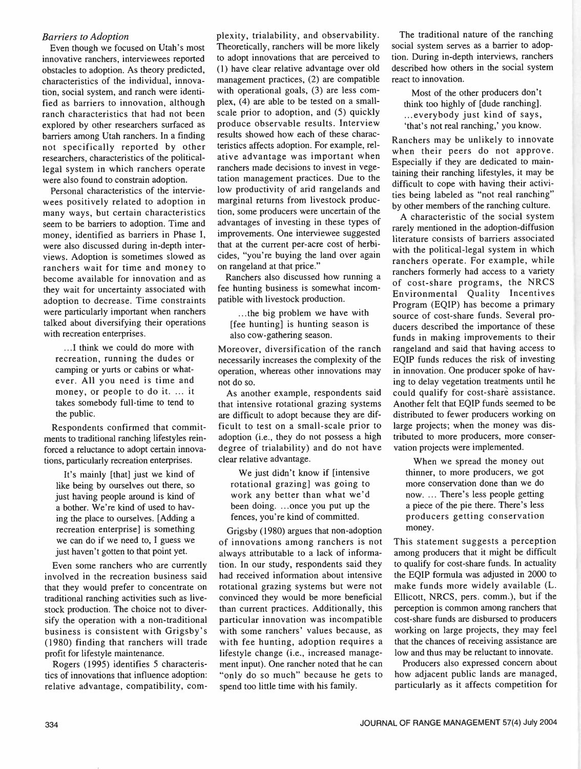### *Barriers to Adoption*

Even though we focused on Utah's most innovative ranchers, interviewees reported obstacles to adoption. As theory predicted, characteristics of the individual, innovation, social system, and ranch were identified as barriers to innovation, although ranch characteristics that had not been explored by other researchers surfaced as barriers among Utah ranchers. In a finding not specifically reported by other researchers, characteristics of the political-legal system in which ranchers operate were also found to constrain adoption.

Personal characteristics of the interviewees positively related to adoption in many ways, but certain characteristics seem to be barriers to adoption. Time and money, identified as barriers in Phase I, were also discussed during in-depth interviews. Adoption is sometimes slowed as ranchers wait for time and money to become available for innovation and as they wait for uncertainty associated with adoption to decrease. Time constraints were particularly important when ranchers talked about diversifying their operations with recreation enterprises.

> ...I think we could do more with recreation, running the dudes or camping or yurts or cabins or whatever. All you need is time and money, or people to do it. ... it takes somebody full-time to tend to the public.

Respondents confirmed that commitments to traditional ranching lifestyles reinforced a reluctance to adopt certain innovations, particularly recreation enterprises.

> It's mainly [that] just we kind of like being by ourselves out there, so just having people around is kind of a bother. We're kind of used to having the place to ourselves. [Adding a recreation enterprise] is something we can do if we need to, I guess we just haven't gotten to that point yet.

Even some ranchers who are currently involved in the recreation business said that they would prefer to concentrate on traditional ranching activities such as livestock production. The choice not to diversify the operation with a non-traditional business is consistent with Grigsby's (1980) finding that ranchers will trade profit for lifestyle maintenance.

Rogers (1995) identifies 5 characteristics of innovations that influence adoption: relative advantage, compatibility, complexity, trialability, and observability. Theoretically, ranchers will be more likely to adopt innovations that are perceived to (1) have clear relative advantage over old management practices, (2) are compatible with operational goals, (3) are less complex, (4) are able to be tested on a small-scale prior to adoption, and (5) quickly produce observable results. Interview results showed how each of these characteristics affects adoption. For example, relative advantage was important when ranchers made decisions to invest in vegetation management practices. Due to the low productivity of arid rangelands and marginal returns from livestock production, some producers were uncertain of the advantages of investing in these types of improvements. One interviewee suggested that at the current per-acre cost of herbicides, "you're buying the land over again on rangeland at that price."

Ranchers also discussed how running a fee hunting business is somewhat incompatible with livestock production.

> ...the big problem we have with [fee hunting] is hunting season is also cow-gathering season.

Moreover, diversification of the ranch necessarily increases the complexity of the operation, whereas other innovations may not do so.

As another example, respondents said that intensive rotational grazing systems are difficult to adopt because they are difficult to test on a small-scale prior to adoption (i.e., they do not possess a high degree of trialability) and do not have clear relative advantage.

> We just didn't know if [intensive rotational grazing] was going to work any better than what we'd been doing. ...once you put up the fences, you're kind of committed.

Grigsby (1980) argues that non-adoption of innovations among ranchers is not always attributable to a lack of information. In our study, respondents said they had received information about intensive rotational grazing systems but were not convinced they would be more beneficial than current practices. Additionally, this particular innovation was incompatible with some ranchers' values because, as with fee hunting, adoption requires a lifestyle change (i.e., increased management input). One rancher noted that he can "only do so much" because he gets to spend too little time with his family.

The traditional nature of the ranching social system serves as a barrier to adoption. During in-depth interviews, ranchers described how others in the social system react to innovation.

> Most of the other producers don't think too highly of [dude ranching]. ...everybody just kind of says, 'that's not real ranching,' you know.

Ranchers may be unlikely to innovate when their peers do not approve. Especially if they are dedicated to maintaining their ranching lifestyles, it may be difficult to cope with having their activities being labeled as "not real ranching" by other members of the ranching culture.

A characteristic of the social system rarely mentioned in the adoption-diffusion literature consists of barriers associated with the political-legal system in which ranchers operate. For example, while ranchers formerly had access to a variety of cost-share programs, the NRCS Environmental Quality Incentives Program (EQIP) has become a primary source of cost-share funds. Several producers described the importance of these funds in making improvements to their rangeland and said that having access to EQIP funds reduces the risk of investing in innovation. One producer spoke of having to delay vegetation treatments until he could qualify for cost-share assistance. Another felt that EQIP funds seemed to be distributed to fewer producers working on large projects; when the money was distributed to more producers, more conservation projects were implemented.

> When we spread the money out thinner, to more producers, we got more conservation done than we do now. ... There's less people getting a piece of the pie there. There's less producers getting conservation money.

This statement suggests a perception among producers that it might be difficult to qualify for cost-share funds. In actuality the EQIP formula was adjusted in 2000 to make funds more widely available (L. Ellicott, NRCS, pers. comm.), but if the perception is common among ranchers that cost-share funds are disbursed to producers working on large projects, they may feel that the chances of receiving assistance are low and thus may be reluctant to innovate.

Producers also expressed concern about how adjacent public lands are managed, particularly as it affects competition for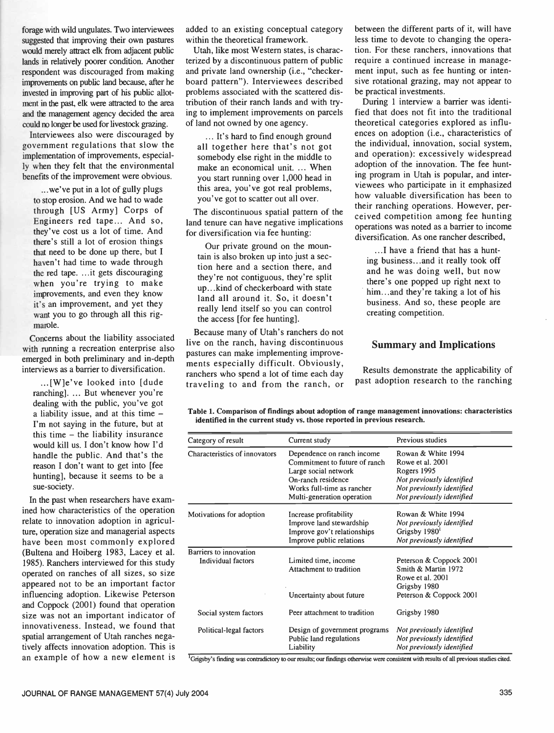forage with wild ungulates. Two interviewees suggested that improving their own pastures would merely attract elk from adjacent public lands in relatively poorer condition. Another respondent was discouraged from making improvements on public land because, after he invested in improving part of his public allotment in the past, elk were attracted to the area and the management agency decided the area could no longer be used for livestock grazing.

Interviewees also were discouraged by government regulations that slow the implementation of improvements, especially when they felt that the environmental benefits of the improvement were obvious.

> ...we've put in a lot of gully plugs to stop erosion. And we had to wade through [US Army] Corps of Engineers red tape... And so, they've cost us a lot of time. And there's still a lot of erosion things that need to be done up there, but I haven't had time to wade through the red tape. ...it gets discouraging when you're trying to make improvements, and even they know it's an improvement, and yet they want you to go through all this rigmarole.

Concerns about the liability associated with running a recreation enterprise also emerged in both preliminary and in-depth interviews as a barrier to diversification.

> ...[W]e've looked into [dude ranching]. ... But whenever you're dealing with the public, you've got a liability issue, and at this time – I'm not saying in the future, but at this time – the liability insurance would kill us. I don't know how I'd handle the public. And that's the reason I don't want to get into [fee hunting], because it seems to be a sue-society.

In the past when researchers have examined how characteristics of the operation relate to innovation adoption in agriculture, operation size and managerial aspects have been most commonly explored (Bultena and Hoiberg 1983, Lacey et al. 1985). Ranchers interviewed for this study operated on ranches of all sizes, so size appeared not to be an important factor influencing adoption. Likewise Peterson and Coppock (2001) found that operation size was not an important indicator of innovativeness. Instead, we found that spatial arrangement of Utah ranches negatively affects innovation adoption. This is an example of how a new element is added to an existing conceptual category within the theoretical framework.

Utah, like most Western states, is characterized by a discontinuous pattern of public and private land ownership (i.e., "checkerboard pattern"). Interviewees described problems associated with the scattered distribution of their ranch lands and with trying to implement improvements on parcels of land not owned by one agency.

> ... It's hard to find enough ground all together here that's not got somebody else right in the middle to make an economical unit. ... When you start running over 1,000 head in this area, you've got real problems, you've got to scatter out all over.

The discontinuous spatial pattern of the land tenure can have negative implications for diversification via fee hunting:

> Our private ground on the mountain is also broken up into just a section here and a section there, and they're not contiguous, they're split up...kind of checkerboard with state land all around it. So, it doesn't really lend itself so you can control the access [for fee hunting].

Because many of Utah's ranchers do not live on the ranch, having discontinuous pastures can make implementing improvements especially difficult. Obviously, ranchers who spend a lot of time each day traveling to and from the ranch, or between the different parts of it, will have less time to devote to changing the operation. For these ranchers, innovations that require a continued increase in management input, such as fee hunting or intensive rotational grazing, may not appear to be practical investments.

During 1 interview a barrier was identified that does not fit into the traditional theoretical categories explored as influences on adoption (i.e., characteristics of the individual, innovation, social system, and operation): excessively widespread adoption of the innovation. The fee hunting program in Utah is popular, and interviewees who participate in it emphasized how valuable diversification has been to their ranching operations. However, perceived competition among fee hunting operations was noted as a barrier to income diversification. As one rancher described,

> ...I have a friend that has a hunting business...and it really took off and he was doing well, but now there's one popped up right next to him...and they're taking a lot of his business. And so, these people are creating competition.

## Summary and Implications

Results demonstrate the applicability of past adoption research to the ranching

**Table 1. Comparison of findings about adoption of range management innovations: characteristics identified in the current study vs. those reported in previous research.**

| Category of result | Current study | Previous studies |
|---|---|---|
| Characteristics of innovators | Dependence on ranch income | Rowan & White 1994 |
| | Commitment to future of ranch | Rowe et al. 2001 |
| | Large social network | Rogers 1995 |
| | On-ranch residence | *Not previously identified* |
| | Works full-time as rancher | *Not previously identified* |
| | Multi-generation operation | *Not previously identified* |
| Motivations for adoption | Increase profitability | Rowan & White 1994 |
| | Improve land stewardship | *Not previously identified* |
| | Improve gov't relationships | Grigsby 1980[1] |
| | Improve public relations | *Not previously identified* |
| Barriers to innovation | | |
| Individual factors | Limited time, income | Peterson & Coppock 2001 |
| | Attachment to tradition | Smith & Martin 1972 |
| | | Rowe et al. 2001 |
| | | Grigsby 1980 |
| | Uncertainty about future | Peterson & Coppock 2001 |
| Social system factors | Peer attachment to tradition | Grigsby 1980 |
| Political-legal factors | Design of government programs | *Not previously identified* |
| | Public land regulations | *Not previously identified* |
| | Liability | *Not previously identified* |

[1]Grigsby's finding was contradictory to our results; our findings otherwise were consistent with results of all previous studies cited.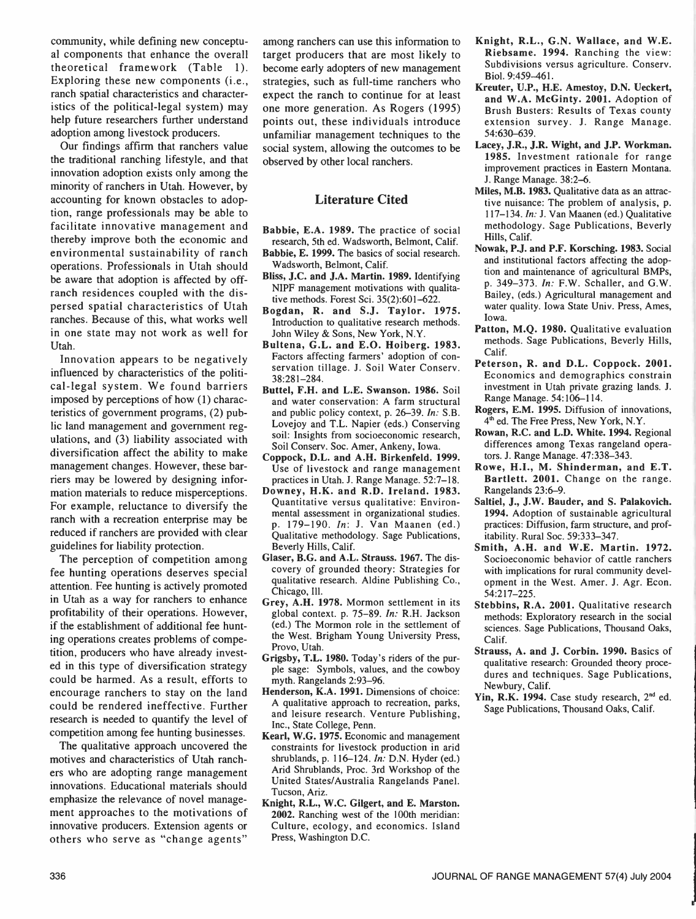community, while defining new conceptual components that enhance the overall theoretical framework (Table 1). Exploring these new components (i.e., ranch spatial characteristics and characteristics of the political-legal system) may help future researchers further understand adoption among livestock producers.

Our findings affirm that ranchers value the traditional ranching lifestyle, and that innovation adoption exists only among the minority of ranchers in Utah. However, by accounting for known obstacles to adoption, range professionals may be able to facilitate innovative management and thereby improve both the economic and environmental sustainability of ranch operations. Professionals in Utah should be aware that adoption is affected by off-ranch residences coupled with the dispersed spatial characteristics of Utah ranches. Because of this, what works well in one state may not work as well for Utah.

Innovation appears to be negatively influenced by characteristics of the political-legal system. We found barriers imposed by perceptions of how (1) characteristics of government programs, (2) public land management and government regulations, and (3) liability associated with diversification affect the ability to make management changes. However, these barriers may be lowered by designing information materials to reduce misperceptions. For example, reluctance to diversify the ranch with a recreation enterprise may be reduced if ranchers are provided with clear guidelines for liability protection.

The perception of competition among fee hunting operations deserves special attention. Fee hunting is actively promoted in Utah as a way for ranchers to enhance profitability of their operations. However, if the establishment of additional fee hunting operations creates problems of competition, producers who have already invested in this type of diversification strategy could be harmed. As a result, efforts to encourage ranchers to stay on the land could be rendered ineffective. Further research is needed to quantify the level of competition among fee hunting businesses.

The qualitative approach uncovered the motives and characteristics of Utah ranchers who are adopting range management innovations. Educational materials should emphasize the relevance of novel management approaches to the motivations of innovative producers. Extension agents or others who serve as "change agents" among ranchers can use this information to target producers that are most likely to become early adopters of new management strategies, such as full-time ranchers who expect the ranch to continue for at least one more generation. As Rogers (1995) points out, these individuals introduce unfamiliar management techniques to the social system, allowing the outcomes to be observed by other local ranchers.

## Literature Cited

**Babbie, E.A. 1989.** The practice of social research, 5th ed. Wadsworth, Belmont, Calif.

**Babbie, E. 1999.** The basics of social research. Wadsworth, Belmont, Calif.

**Bliss, J.C. and J.A. Martin. 1989.** Identifying NIPF management motivations with qualitative methods. Forest Sci. 35(2):601–622.

**Bogdan, R. and S.J. Taylor. 1975.** Introduction to qualitative research methods. John Wiley & Sons, New York, N.Y.

**Bultena, G.L. and E.O. Hoiberg. 1983.** Factors affecting farmers' adoption of conservation tillage. J. Soil Water Conserv. 38:281–284.

**Buttel, F.H. and L.E. Swanson. 1986.** Soil and water conservation: A farm structural and public policy context, p. 26–39. *In:* S.B. Lovejoy and T.L. Napier (eds.) Conserving soil: Insights from socioeconomic research, Soil Conserv. Soc. Amer, Ankeny, Iowa.

**Coppock, D.L. and A.H. Birkenfeld. 1999.** Use of livestock and range management practices in Utah. J. Range Manage. 52:7–18.

**Downey, H.K. and R.D. Ireland. 1983.** Quantitative versus qualitative: Environmental assessment in organizational studies. p. 179–190. *In*: J. Van Maanen (ed.) Qualitative methodology. Sage Publications, Beverly Hills, Calif.

**Glaser, B.G. and A.L. Strauss. 1967.** The discovery of grounded theory: Strategies for qualitative research. Aldine Publishing Co., Chicago, Ill.

**Grey, A.H. 1978.** Mormon settlement in its global context. p. 75–89. *In:* R.H. Jackson (ed.) The Mormon role in the settlement of the West. Brigham Young University Press, Provo, Utah.

**Grigsby, T.L. 1980.** Today's riders of the purple sage: Symbols, values, and the cowboy myth. Rangelands 2:93–96.

**Henderson, K.A. 1991.** Dimensions of choice: A qualitative approach to recreation, parks, and leisure research. Venture Publishing, Inc., State College, Penn.

**Kearl, W.G. 1975.** Economic and management constraints for livestock production in arid shrublands, p. 116–124. *In:* D.N. Hyder (ed.) Arid Shrublands, Proc. 3rd Workshop of the United States/Australia Rangelands Panel. Tucson, Ariz.

**Knight, R.L., W.C. Gilgert, and E. Marston. 2002.** Ranching west of the 100th meridian: Culture, ecology, and economics. Island Press, Washington D.C.

**Knight, R.L., G.N. Wallace, and W.E. Riebsame. 1994.** Ranching the view: Subdivisions versus agriculture. Conserv. Biol. 9:459–461.

**Kreuter, U.P., H.E. Amestoy, D.N. Ueckert, and W.A. McGinty. 2001.** Adoption of Brush Busters: Results of Texas county extension survey. J. Range Manage. 54:630–639.

**Lacey, J.R., J.R. Wight, and J.P. Workman. 1985.** Investment rationale for range improvement practices in Eastern Montana. J. Range Manage. 38:2–6.

**Miles, M.B. 1983.** Qualitative data as an attractive nuisance: The problem of analysis, p. 117–134. *In:* J. Van Maanen (ed.) Qualitative methodology. Sage Publications, Beverly Hills, Calif.

**Nowak, P.J. and P.F. Korsching. 1983.** Social and institutional factors affecting the adoption and maintenance of agricultural BMPs, p. 349–373. *In:* F.W. Schaller, and G.W. Bailey, (eds.) Agricultural management and water quality. Iowa State Univ. Press, Ames, Iowa.

**Patton, M.Q. 1980.** Qualitative evaluation methods. Sage Publications, Beverly Hills, Calif.

**Peterson, R. and D.L. Coppock. 2001.** Economics and demographics constrain investment in Utah private grazing lands. J. Range Manage. 54:106–114.

**Rogers, E.M. 1995.** Diffusion of innovations, 4th ed. The Free Press, New York, N.Y.

**Rowan, R.C. and L.D. White. 1994.** Regional differences among Texas rangeland operators. J. Range Manage. 47:338–343.

**Rowe, H.I., M. Shinderman, and E.T. Bartlett. 2001.** Change on the range. Rangelands 23:6–9.

**Saltiel, J., J.W. Bauder, and S. Palakovich. 1994.** Adoption of sustainable agricultural practices: Diffusion, farm structure, and profitability. Rural Soc. 59:333–347.

**Smith, A.H. and W.E. Martin. 1972.** Socioeconomic behavior of cattle ranchers with implications for rural community development in the West. Amer. J. Agr. Econ. 54:217–225.

**Stebbins, R.A. 2001.** Qualitative research methods: Exploratory research in the social sciences. Sage Publications, Thousand Oaks, Calif.

**Strauss, A. and J. Corbin. 1990.** Basics of qualitative research: Grounded theory procedures and techniques. Sage Publications, Newbury, Calif.

**Yin, R.K. 1994.** Case study research, 2nd ed. Sage Publications, Thousand Oaks, Calif.